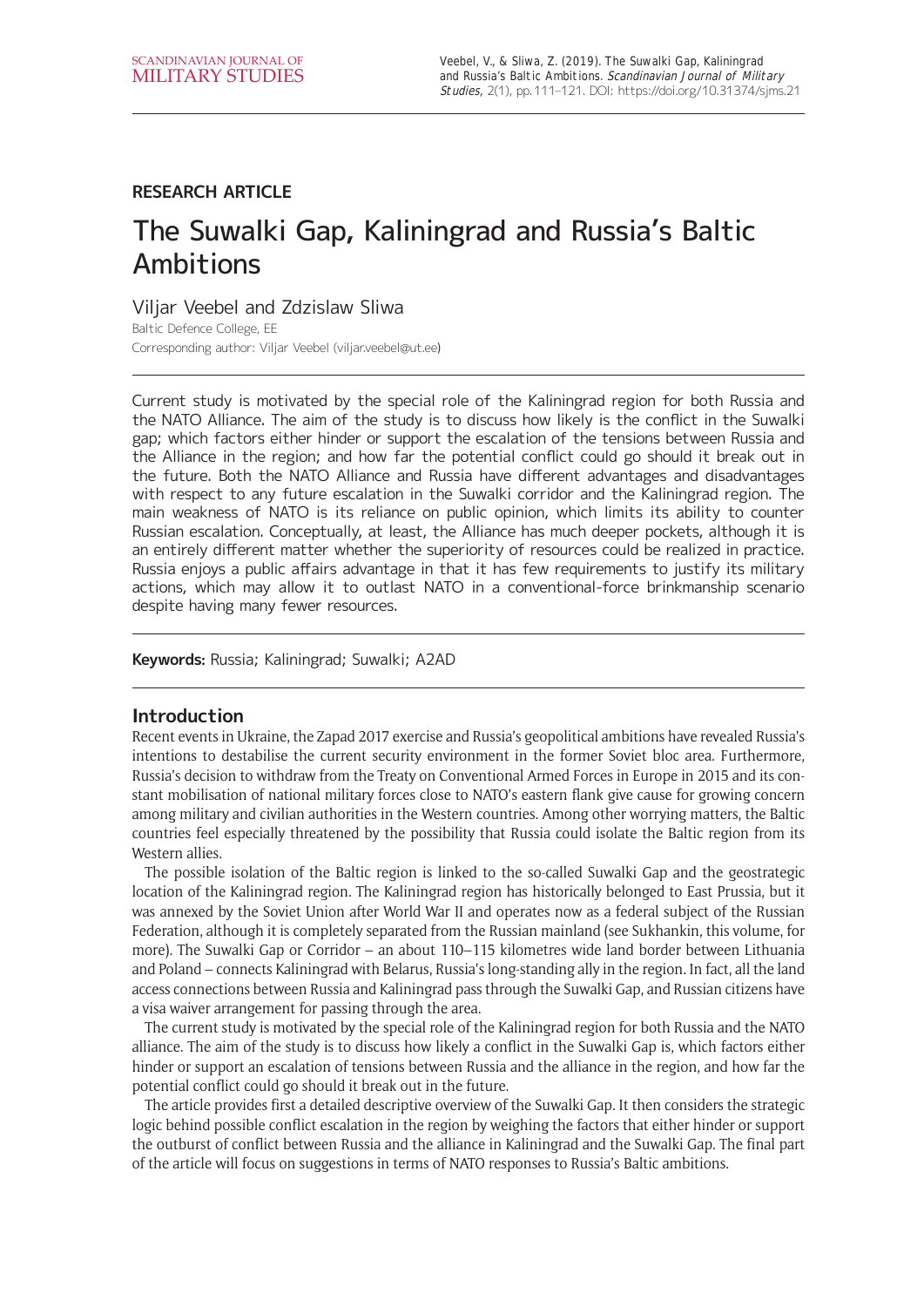RESEARCH ARTICLE

# The Suwalki Gap, Kaliningrad and Russia's Baltic Ambitions

Viljar Veebel and Zdzislaw Sliwa

Baltic Defence College, EE

Corresponding author: Viljar Veebel (viljar.veebel@ut.ee)

Current study is motivated by the special role of the Kaliningrad region for both Russia and the NATO Alliance. The aim of the study is to discuss how likely is the conflict in the Suwalki gap; which factors either hinder or support the escalation of the tensions between Russia and the Alliance in the region; and how far the potential conflict could go should it break out in the future. Both the NATO Alliance and Russia have different advantages and disadvantages with respect to any future escalation in the Suwalki corridor and the Kaliningrad region. The main weakness of NATO is its reliance on public opinion, which limits its ability to counter Russian escalation. Conceptually, at least, the Alliance has much deeper pockets, although it is an entirely different matter whether the superiority of resources could be realized in practice. Russia enjoys a public affairs advantage in that it has few requirements to justify its military actions, which may allow it to outlast NATO in a conventional-force brinkmanship scenario despite having many fewer resources.

**Keywords:** Russia; Kaliningrad; Suwalki; A2AD

## Introduction

Recent events in Ukraine, the Zapad 2017 exercise and Russia's geopolitical ambitions have revealed Russia's intentions to destabilise the current security environment in the former Soviet bloc area. Furthermore, Russia's decision to withdraw from the Treaty on Conventional Armed Forces in Europe in 2015 and its constant mobilisation of national military forces close to NATO's eastern flank give cause for growing concern among military and civilian authorities in the Western countries. Among other worrying matters, the Baltic countries feel especially threatened by the possibility that Russia could isolate the Baltic region from its Western allies.

The possible isolation of the Baltic region is linked to the so-called Suwalki Gap and the geostrategic location of the Kaliningrad region. The Kaliningrad region has historically belonged to East Prussia, but it was annexed by the Soviet Union after World War II and operates now as a federal subject of the Russian Federation, although it is completely separated from the Russian mainland (see Sukhankin, this volume, for more). The Suwalki Gap or Corridor – an about 110–115 kilometres wide land border between Lithuania and Poland – connects Kaliningrad with Belarus, Russia's long-standing ally in the region. In fact, all the land access connections between Russia and Kaliningrad pass through the Suwalki Gap, and Russian citizens have a visa waiver arrangement for passing through the area.

The current study is motivated by the special role of the Kaliningrad region for both Russia and the NATO alliance. The aim of the study is to discuss how likely a conflict in the Suwalki Gap is, which factors either hinder or support an escalation of tensions between Russia and the alliance in the region, and how far the potential conflict could go should it break out in the future.

The article provides first a detailed descriptive overview of the Suwalki Gap. It then considers the strategic logic behind possible conflict escalation in the region by weighing the factors that either hinder or support the outburst of conflict between Russia and the alliance in Kaliningrad and the Suwalki Gap. The final part of the article will focus on suggestions in terms of NATO responses to Russia's Baltic ambitions.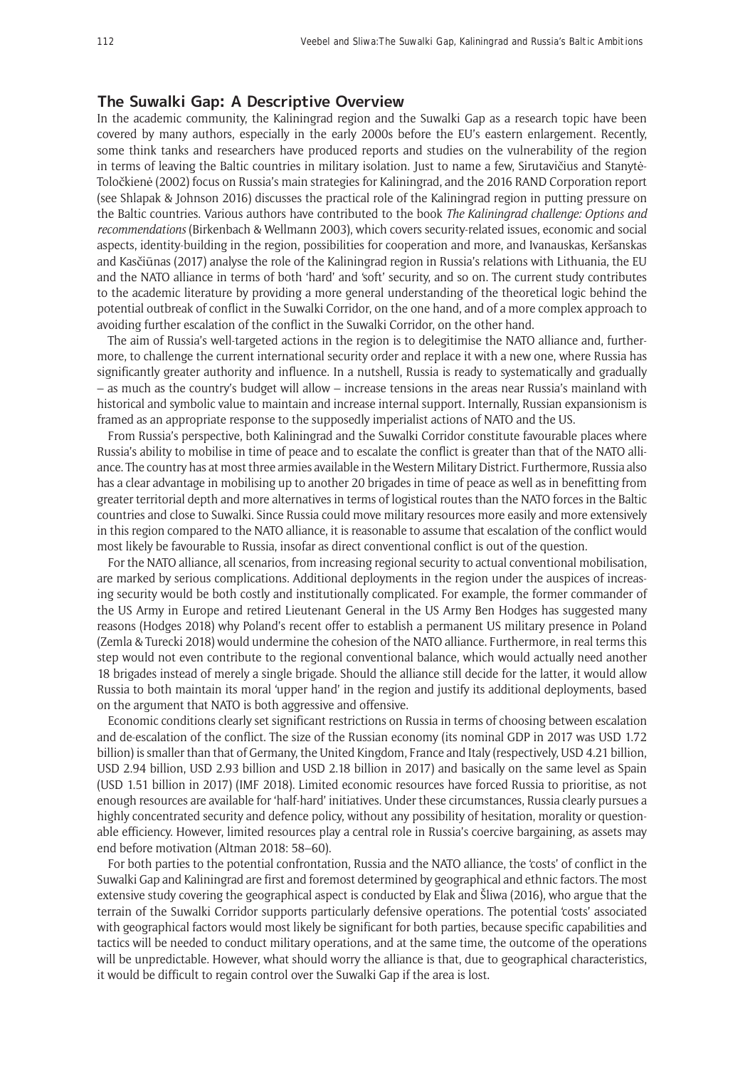## The Suwalki Gap: A Descriptive Overview

In the academic community, the Kaliningrad region and the Suwalki Gap as a research topic have been covered by many authors, especially in the early 2000s before the EU's eastern enlargement. Recently, some think tanks and researchers have produced reports and studies on the vulnerability of the region in terms of leaving the Baltic countries in military isolation. Just to name a few, Sirutavičius and Stanytė-Toločkienė (2002) focus on Russia's main strategies for Kaliningrad, and the 2016 RAND Corporation report (see Shlapak & Johnson 2016) discusses the practical role of the Kaliningrad region in putting pressure on the Baltic countries. Various authors have contributed to the book *The Kaliningrad challenge: Options and recommendations* (Birkenbach & Wellmann 2003), which covers security-related issues, economic and social aspects, identity-building in the region, possibilities for cooperation and more, and Ivanauskas, Keršanskas and Kasčiūnas (2017) analyse the role of the Kaliningrad region in Russia's relations with Lithuania, the EU and the NATO alliance in terms of both 'hard' and 'soft' security, and so on. The current study contributes to the academic literature by providing a more general understanding of the theoretical logic behind the potential outbreak of conflict in the Suwalki Corridor, on the one hand, and of a more complex approach to avoiding further escalation of the conflict in the Suwalki Corridor, on the other hand.

The aim of Russia's well-targeted actions in the region is to delegitimise the NATO alliance and, furthermore, to challenge the current international security order and replace it with a new one, where Russia has significantly greater authority and influence. In a nutshell, Russia is ready to systematically and gradually – as much as the country's budget will allow – increase tensions in the areas near Russia's mainland with historical and symbolic value to maintain and increase internal support. Internally, Russian expansionism is framed as an appropriate response to the supposedly imperialist actions of NATO and the US.

From Russia's perspective, both Kaliningrad and the Suwalki Corridor constitute favourable places where Russia's ability to mobilise in time of peace and to escalate the conflict is greater than that of the NATO alliance. The country has at most three armies available in the Western Military District. Furthermore, Russia also has a clear advantage in mobilising up to another 20 brigades in time of peace as well as in benefitting from greater territorial depth and more alternatives in terms of logistical routes than the NATO forces in the Baltic countries and close to Suwalki. Since Russia could move military resources more easily and more extensively in this region compared to the NATO alliance, it is reasonable to assume that escalation of the conflict would most likely be favourable to Russia, insofar as direct conventional conflict is out of the question.

For the NATO alliance, all scenarios, from increasing regional security to actual conventional mobilisation, are marked by serious complications. Additional deployments in the region under the auspices of increasing security would be both costly and institutionally complicated. For example, the former commander of the US Army in Europe and retired Lieutenant General in the US Army Ben Hodges has suggested many reasons (Hodges 2018) why Poland's recent offer to establish a permanent US military presence in Poland (Zemla & Turecki 2018) would undermine the cohesion of the NATO alliance. Furthermore, in real terms this step would not even contribute to the regional conventional balance, which would actually need another 18 brigades instead of merely a single brigade. Should the alliance still decide for the latter, it would allow Russia to both maintain its moral 'upper hand' in the region and justify its additional deployments, based on the argument that NATO is both aggressive and offensive.

Economic conditions clearly set significant restrictions on Russia in terms of choosing between escalation and de-escalation of the conflict. The size of the Russian economy (its nominal GDP in 2017 was USD 1.72 billion) is smaller than that of Germany, the United Kingdom, France and Italy (respectively, USD 4.21 billion, USD 2.94 billion, USD 2.93 billion and USD 2.18 billion in 2017) and basically on the same level as Spain (USD 1.51 billion in 2017) (IMF 2018). Limited economic resources have forced Russia to prioritise, as not enough resources are available for 'half-hard' initiatives. Under these circumstances, Russia clearly pursues a highly concentrated security and defence policy, without any possibility of hesitation, morality or questionable efficiency. However, limited resources play a central role in Russia's coercive bargaining, as assets may end before motivation (Altman 2018: 58–60).

For both parties to the potential confrontation, Russia and the NATO alliance, the 'costs' of conflict in the Suwalki Gap and Kaliningrad are first and foremost determined by geographical and ethnic factors. The most extensive study covering the geographical aspect is conducted by Elak and Šliwa (2016), who argue that the terrain of the Suwalki Corridor supports particularly defensive operations. The potential 'costs' associated with geographical factors would most likely be significant for both parties, because specific capabilities and tactics will be needed to conduct military operations, and at the same time, the outcome of the operations will be unpredictable. However, what should worry the alliance is that, due to geographical characteristics, it would be difficult to regain control over the Suwalki Gap if the area is lost.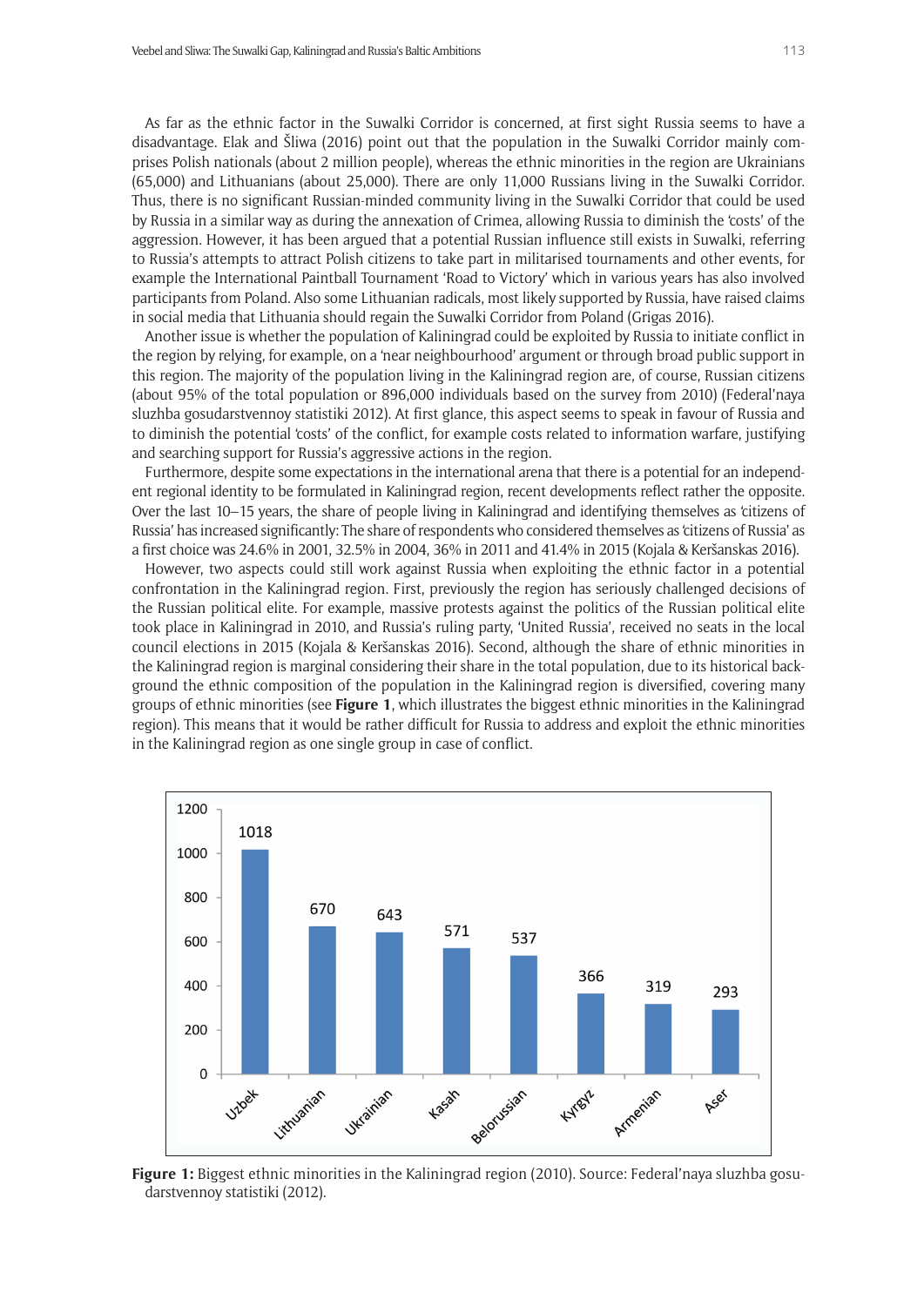As far as the ethnic factor in the Suwalki Corridor is concerned, at first sight Russia seems to have a disadvantage. Elak and Śliwa (2016) point out that the population in the Suwalki Corridor mainly comprises Polish nationals (about 2 million people), whereas the ethnic minorities in the region are Ukrainians (65,000) and Lithuanians (about 25,000). There are only 11,000 Russians living in the Suwalki Corridor. Thus, there is no significant Russian-minded community living in the Suwalki Corridor that could be used by Russia in a similar way as during the annexation of Crimea, allowing Russia to diminish the 'costs' of the aggression. However, it has been argued that a potential Russian influence still exists in Suwalki, referring to Russia's attempts to attract Polish citizens to take part in militarised tournaments and other events, for example the International Paintball Tournament 'Road to Victory' which in various years has also involved participants from Poland. Also some Lithuanian radicals, most likely supported by Russia, have raised claims in social media that Lithuania should regain the Suwalki Corridor from Poland (Grigas 2016).

Another issue is whether the population of Kaliningrad could be exploited by Russia to initiate conflict in the region by relying, for example, on a 'near neighbourhood' argument or through broad public support in this region. The majority of the population living in the Kaliningrad region are, of course, Russian citizens (about 95% of the total population or 896,000 individuals based on the survey from 2010) (Federal'naya sluzhba gosudarstvennoy statistiki 2012). At first glance, this aspect seems to speak in favour of Russia and to diminish the potential 'costs' of the conflict, for example costs related to information warfare, justifying and searching support for Russia's aggressive actions in the region.

Furthermore, despite some expectations in the international arena that there is a potential for an independent regional identity to be formulated in Kaliningrad region, recent developments reflect rather the opposite. Over the last 10–15 years, the share of people living in Kaliningrad and identifying themselves as 'citizens of Russia' has increased significantly: The share of respondents who considered themselves as 'citizens of Russia' as a first choice was 24.6% in 2001, 32.5% in 2004, 36% in 2011 and 41.4% in 2015 (Kojala & Keršanskas 2016).

However, two aspects could still work against Russia when exploiting the ethnic factor in a potential confrontation in the Kaliningrad region. First, previously the region has seriously challenged decisions of the Russian political elite. For example, massive protests against the politics of the Russian political elite took place in Kaliningrad in 2010, and Russia's ruling party, 'United Russia', received no seats in the local council elections in 2015 (Kojala & Keršanskas 2016). Second, although the share of ethnic minorities in the Kaliningrad region is marginal considering their share in the total population, due to its historical background the ethnic composition of the population in the Kaliningrad region is diversified, covering many groups of ethnic minorities (see **Figure 1**, which illustrates the biggest ethnic minorities in the Kaliningrad region). This means that it would be rather difficult for Russia to address and exploit the ethnic minorities in the Kaliningrad region as one single group in case of conflict.

| Uzbek | Lithuanian | Ukrainian | Kasah | Belorussian | Kyrgyz | Armenian | Aser |
|---|---|---|---|---|---|---|---|
| 1018 | 670 | 643 | 571 | 537 | 366 | 319 | 293 |

**Figure 1:** Biggest ethnic minorities in the Kaliningrad region (2010). Source: Federal'naya sluzhba gosudarstvennoy statistiki (2012).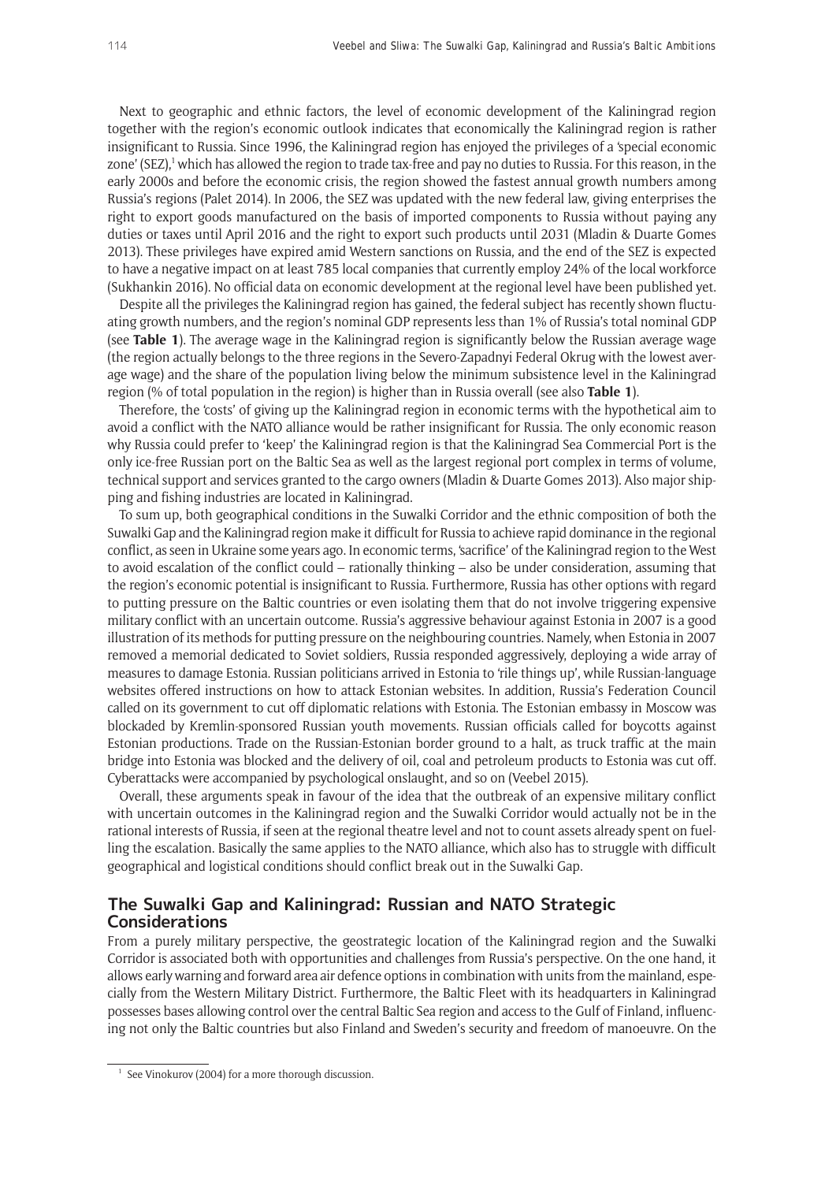Next to geographic and ethnic factors, the level of economic development of the Kaliningrad region together with the region's economic outlook indicates that economically the Kaliningrad region is rather insignificant to Russia. Since 1996, the Kaliningrad region has enjoyed the privileges of a 'special economic zone' (SEZ),[1] which has allowed the region to trade tax-free and pay no duties to Russia. For this reason, in the early 2000s and before the economic crisis, the region showed the fastest annual growth numbers among Russia's regions (Palet 2014). In 2006, the SEZ was updated with the new federal law, giving enterprises the right to export goods manufactured on the basis of imported components to Russia without paying any duties or taxes until April 2016 and the right to export such products until 2031 (Mladin & Duarte Gomes 2013). These privileges have expired amid Western sanctions on Russia, and the end of the SEZ is expected to have a negative impact on at least 785 local companies that currently employ 24% of the local workforce (Sukhankin 2016). No official data on economic development at the regional level have been published yet.

Despite all the privileges the Kaliningrad region has gained, the federal subject has recently shown fluctuating growth numbers, and the region's nominal GDP represents less than 1% of Russia's total nominal GDP (see **Table 1**). The average wage in the Kaliningrad region is significantly below the Russian average wage (the region actually belongs to the three regions in the Severo-Zapadnyi Federal Okrug with the lowest average wage) and the share of the population living below the minimum subsistence level in the Kaliningrad region (% of total population in the region) is higher than in Russia overall (see also **Table 1**).

Therefore, the 'costs' of giving up the Kaliningrad region in economic terms with the hypothetical aim to avoid a conflict with the NATO alliance would be rather insignificant for Russia. The only economic reason why Russia could prefer to 'keep' the Kaliningrad region is that the Kaliningrad Sea Commercial Port is the only ice-free Russian port on the Baltic Sea as well as the largest regional port complex in terms of volume, technical support and services granted to the cargo owners (Mladin & Duarte Gomes 2013). Also major shipping and fishing industries are located in Kaliningrad.

To sum up, both geographical conditions in the Suwalki Corridor and the ethnic composition of both the Suwalki Gap and the Kaliningrad region make it difficult for Russia to achieve rapid dominance in the regional conflict, as seen in Ukraine some years ago. In economic terms, 'sacrifice' of the Kaliningrad region to the West to avoid escalation of the conflict could – rationally thinking – also be under consideration, assuming that the region's economic potential is insignificant to Russia. Furthermore, Russia has other options with regard to putting pressure on the Baltic countries or even isolating them that do not involve triggering expensive military conflict with an uncertain outcome. Russia's aggressive behaviour against Estonia in 2007 is a good illustration of its methods for putting pressure on the neighbouring countries. Namely, when Estonia in 2007 removed a memorial dedicated to Soviet soldiers, Russia responded aggressively, deploying a wide array of measures to damage Estonia. Russian politicians arrived in Estonia to 'rile things up', while Russian-language websites offered instructions on how to attack Estonian websites. In addition, Russia's Federation Council called on its government to cut off diplomatic relations with Estonia. The Estonian embassy in Moscow was blockaded by Kremlin-sponsored Russian youth movements. Russian officials called for boycotts against Estonian productions. Trade on the Russian-Estonian border ground to a halt, as truck traffic at the main bridge into Estonia was blocked and the delivery of oil, coal and petroleum products to Estonia was cut off. Cyberattacks were accompanied by psychological onslaught, and so on (Veebel 2015).

Overall, these arguments speak in favour of the idea that the outbreak of an expensive military conflict with uncertain outcomes in the Kaliningrad region and the Suwalki Corridor would actually not be in the rational interests of Russia, if seen at the regional theatre level and not to count assets already spent on fuelling the escalation. Basically the same applies to the NATO alliance, which also has to struggle with difficult geographical and logistical conditions should conflict break out in the Suwalki Gap.

## The Suwalki Gap and Kaliningrad: Russian and NATO Strategic Considerations

From a purely military perspective, the geostrategic location of the Kaliningrad region and the Suwalki Corridor is associated both with opportunities and challenges from Russia's perspective. On the one hand, it allows early warning and forward area air defence options in combination with units from the mainland, especially from the Western Military District. Furthermore, the Baltic Fleet with its headquarters in Kaliningrad possesses bases allowing control over the central Baltic Sea region and access to the Gulf of Finland, influencing not only the Baltic countries but also Finland and Sweden's security and freedom of manoeuvre. On the

[1] See Vinokurov (2004) for a more thorough discussion.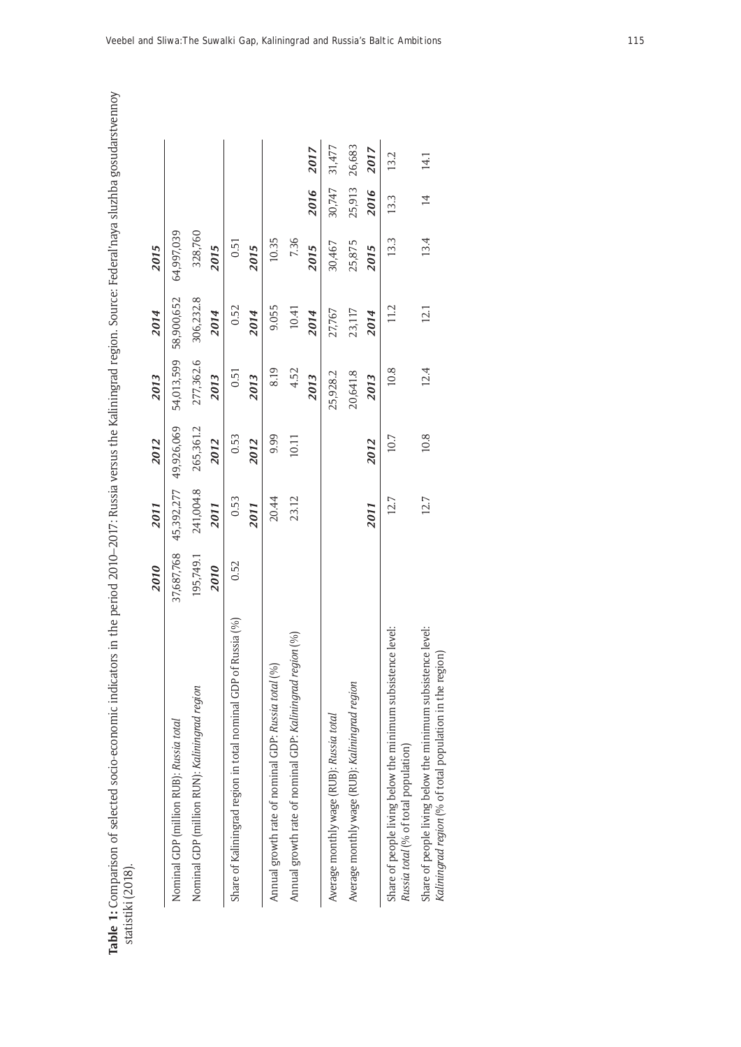**Table 1:** Comparison of selected socio-economic indicators in the period 2010–2017: Russia versus the Kaliningrad region. Source: Federal'naya sluzhba gosudarstvennoy statistiki (2018).

| | *2010* | *2011* | *2012* | *2013* | *2014* | *2015* | | |
|---|---|---|---|---|---|---|---|---|
| Nominal GDP (million RUB): *Russia total* | 37,687,768 | 45,392,277 | 49,926,069 | 54,013,599 | 58,900,652 | 64,997,039 | | |
| Nominal GDP (million RUN): *Kaliningrad region* | 195,749.1 | 241,004.8 | 265,361.2 | 277,362.6 | 306,232.8 | 328,760 | | |
| | *2010* | *2011* | *2012* | *2013* | *2014* | *2015* | | |
| Share of Kaliningrad region in total nominal GDP of Russia (%) | 0.52 | 0.53 | 0.53 | 0.51 | 0.52 | 0.51 | | |
| | | *2011* | *2012* | *2013* | *2014* | *2015* | | |
| Annual growth rate of nominal GDP: *Russia total* (%) | | 20.44 | 9.99 | 8.19 | 9.055 | 10.35 | | |
| Annual growth rate of nominal GDP: *Kaliningrad region* (%) | | 23.12 | 10.11 | 4.52 | 10.41 | 7.36 | | |
| | | | | *2013* | *2014* | *2015* | *2016* | *2017* |
| Average monthly wage (RUB): *Russia total* | | | | 25,928.2 | 27,767 | 30,467 | 30,747 | 31,477 |
| Average monthly wage (RUB): *Kaliningrad region* | | | | 20,641.8 | 23,117 | 25,875 | 25,913 | 26,683 |
| | | *2011* | *2012* | *2013* | *2014* | *2015* | *2016* | *2017* |
| Share of people living below the minimum subsistence level: *Russia total* (% of total population) | | 12.7 | 10.7 | 10.8 | 11.2 | 13.3 | 13.3 | 13.2 |
| Share of people living below the minimum subsistence level: *Kaliningrad region* (% of total population in the region) | | 12.7 | 10.8 | 12.4 | 12.1 | 13.4 | 14 | 14.1 |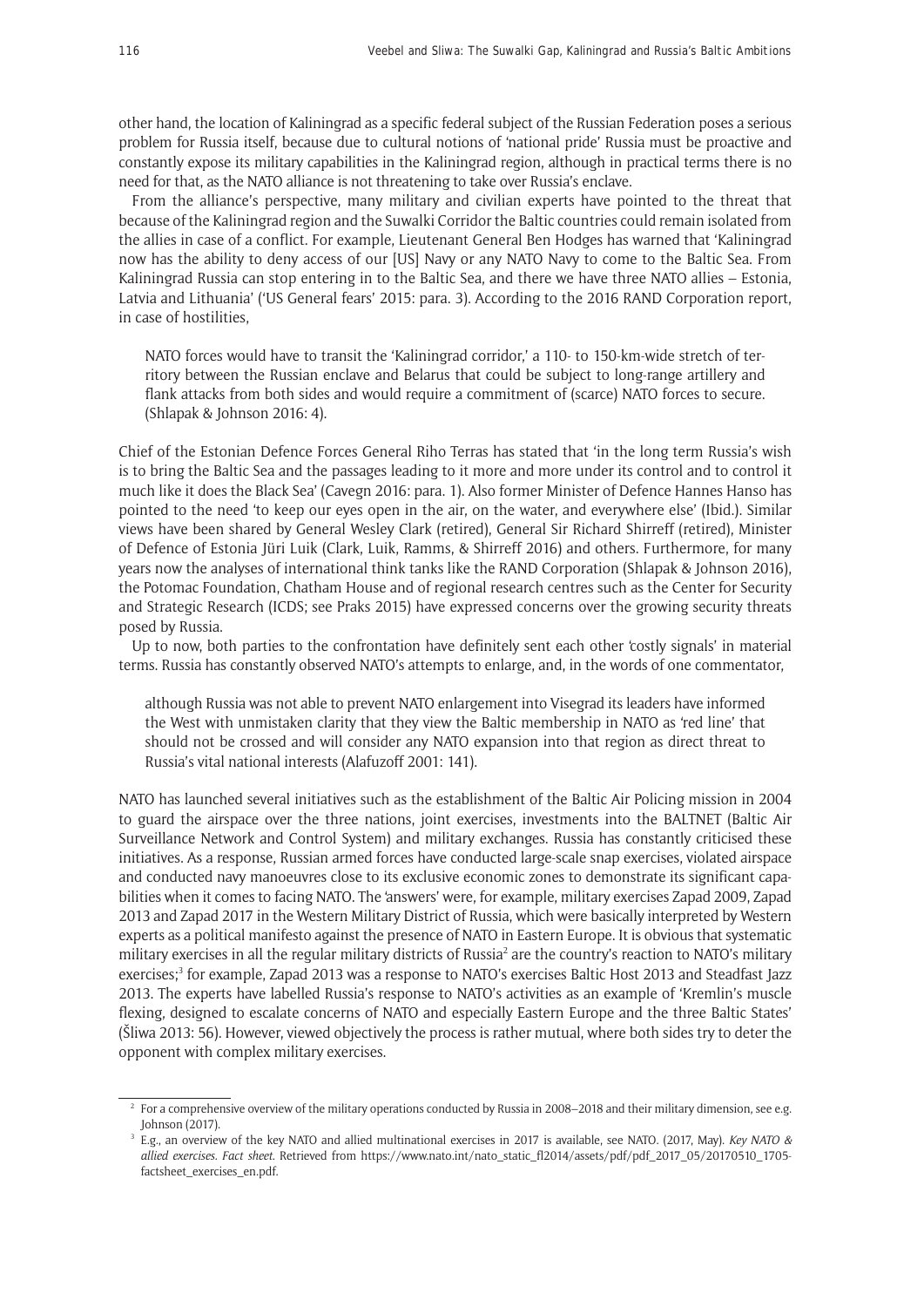other hand, the location of Kaliningrad as a specific federal subject of the Russian Federation poses a serious problem for Russia itself, because due to cultural notions of 'national pride' Russia must be proactive and constantly expose its military capabilities in the Kaliningrad region, although in practical terms there is no need for that, as the NATO alliance is not threatening to take over Russia's enclave.

From the alliance's perspective, many military and civilian experts have pointed to the threat that because of the Kaliningrad region and the Suwalki Corridor the Baltic countries could remain isolated from the allies in case of a conflict. For example, Lieutenant General Ben Hodges has warned that 'Kaliningrad now has the ability to deny access of our [US] Navy or any NATO Navy to come to the Baltic Sea. From Kaliningrad Russia can stop entering in to the Baltic Sea, and there we have three NATO allies – Estonia, Latvia and Lithuania' ('US General fears' 2015: para. 3). According to the 2016 RAND Corporation report, in case of hostilities,

> NATO forces would have to transit the 'Kaliningrad corridor,' a 110- to 150-km-wide stretch of territory between the Russian enclave and Belarus that could be subject to long-range artillery and flank attacks from both sides and would require a commitment of (scarce) NATO forces to secure. (Shlapak & Johnson 2016: 4).

Chief of the Estonian Defence Forces General Riho Terras has stated that 'in the long term Russia's wish is to bring the Baltic Sea and the passages leading to it more and more under its control and to control it much like it does the Black Sea' (Cavegn 2016: para. 1). Also former Minister of Defence Hannes Hanso has pointed to the need 'to keep our eyes open in the air, on the water, and everywhere else' (Ibid.). Similar views have been shared by General Wesley Clark (retired), General Sir Richard Shirreff (retired), Minister of Defence of Estonia Jüri Luik (Clark, Luik, Ramms, & Shirreff 2016) and others. Furthermore, for many years now the analyses of international think tanks like the RAND Corporation (Shlapak & Johnson 2016), the Potomac Foundation, Chatham House and of regional research centres such as the Center for Security and Strategic Research (ICDS; see Praks 2015) have expressed concerns over the growing security threats posed by Russia.

Up to now, both parties to the confrontation have definitely sent each other 'costly signals' in material terms. Russia has constantly observed NATO's attempts to enlarge, and, in the words of one commentator,

> although Russia was not able to prevent NATO enlargement into Visegrad its leaders have informed the West with unmistaken clarity that they view the Baltic membership in NATO as 'red line' that should not be crossed and will consider any NATO expansion into that region as direct threat to Russia's vital national interests (Alafuzoff 2001: 141).

NATO has launched several initiatives such as the establishment of the Baltic Air Policing mission in 2004 to guard the airspace over the three nations, joint exercises, investments into the BALTNET (Baltic Air Surveillance Network and Control System) and military exchanges. Russia has constantly criticised these initiatives. As a response, Russian armed forces have conducted large-scale snap exercises, violated airspace and conducted navy manoeuvres close to its exclusive economic zones to demonstrate its significant capabilities when it comes to facing NATO. The 'answers' were, for example, military exercises Zapad 2009, Zapad 2013 and Zapad 2017 in the Western Military District of Russia, which were basically interpreted by Western experts as a political manifesto against the presence of NATO in Eastern Europe. It is obvious that systematic military exercises in all the regular military districts of Russia[2] are the country's reaction to NATO's military exercises;[3] for example, Zapad 2013 was a response to NATO's exercises Baltic Host 2013 and Steadfast Jazz 2013. The experts have labelled Russia's response to NATO's activities as an example of 'Kremlin's muscle flexing, designed to escalate concerns of NATO and especially Eastern Europe and the three Baltic States' (Šliwa 2013: 56). However, viewed objectively the process is rather mutual, where both sides try to deter the opponent with complex military exercises.

---

[2] For a comprehensive overview of the military operations conducted by Russia in 2008–2018 and their military dimension, see e.g. Johnson (2017).

[3] E.g., an overview of the key NATO and allied multinational exercises in 2017 is available, see NATO. (2017, May). *Key NATO & allied exercises. Fact sheet.* Retrieved from https://www.nato.int/nato_static_fl2014/assets/pdf/pdf_2017_05/20170510_1705-factsheet_exercises_en.pdf.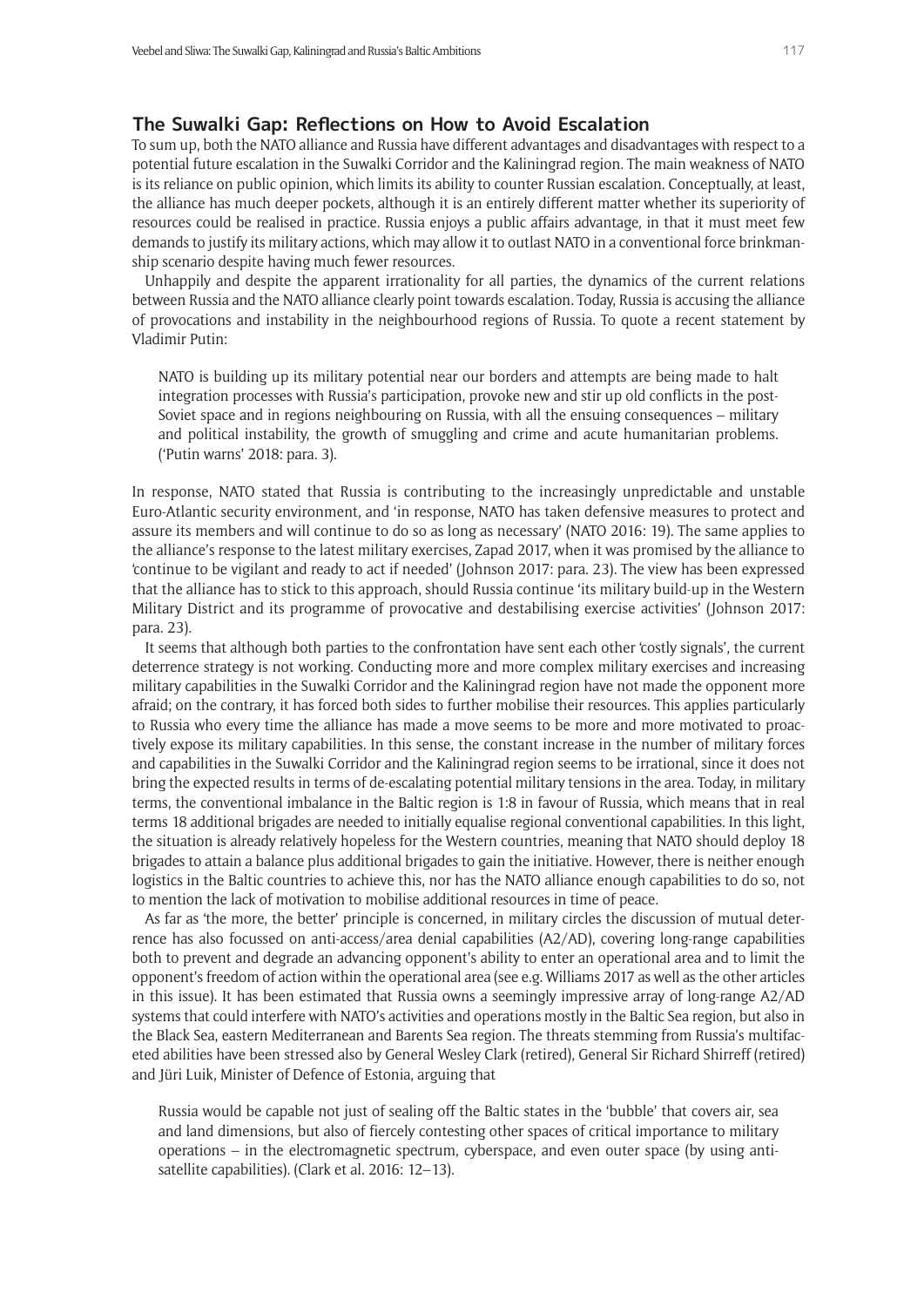## The Suwalki Gap: Reflections on How to Avoid Escalation

To sum up, both the NATO alliance and Russia have different advantages and disadvantages with respect to a potential future escalation in the Suwalki Corridor and the Kaliningrad region. The main weakness of NATO is its reliance on public opinion, which limits its ability to counter Russian escalation. Conceptually, at least, the alliance has much deeper pockets, although it is an entirely different matter whether its superiority of resources could be realised in practice. Russia enjoys a public affairs advantage, in that it must meet few demands to justify its military actions, which may allow it to outlast NATO in a conventional force brinkmanship scenario despite having much fewer resources.

Unhappily and despite the apparent irrationality for all parties, the dynamics of the current relations between Russia and the NATO alliance clearly point towards escalation. Today, Russia is accusing the alliance of provocations and instability in the neighbourhood regions of Russia. To quote a recent statement by Vladimir Putin:

> NATO is building up its military potential near our borders and attempts are being made to halt integration processes with Russia's participation, provoke new and stir up old conflicts in the post-Soviet space and in regions neighbouring on Russia, with all the ensuing consequences – military and political instability, the growth of smuggling and crime and acute humanitarian problems. ('Putin warns' 2018: para. 3).

In response, NATO stated that Russia is contributing to the increasingly unpredictable and unstable Euro-Atlantic security environment, and 'in response, NATO has taken defensive measures to protect and assure its members and will continue to do so as long as necessary' (NATO 2016: 19). The same applies to the alliance's response to the latest military exercises, Zapad 2017, when it was promised by the alliance to 'continue to be vigilant and ready to act if needed' (Johnson 2017: para. 23). The view has been expressed that the alliance has to stick to this approach, should Russia continue 'its military build-up in the Western Military District and its programme of provocative and destabilising exercise activities' (Johnson 2017: para. 23).

It seems that although both parties to the confrontation have sent each other 'costly signals', the current deterrence strategy is not working. Conducting more and more complex military exercises and increasing military capabilities in the Suwalki Corridor and the Kaliningrad region have not made the opponent more afraid; on the contrary, it has forced both sides to further mobilise their resources. This applies particularly to Russia who every time the alliance has made a move seems to be more and more motivated to proactively expose its military capabilities. In this sense, the constant increase in the number of military forces and capabilities in the Suwalki Corridor and the Kaliningrad region seems to be irrational, since it does not bring the expected results in terms of de-escalating potential military tensions in the area. Today, in military terms, the conventional imbalance in the Baltic region is 1:8 in favour of Russia, which means that in real terms 18 additional brigades are needed to initially equalise regional conventional capabilities. In this light, the situation is already relatively hopeless for the Western countries, meaning that NATO should deploy 18 brigades to attain a balance plus additional brigades to gain the initiative. However, there is neither enough logistics in the Baltic countries to achieve this, nor has the NATO alliance enough capabilities to do so, not to mention the lack of motivation to mobilise additional resources in time of peace.

As far as 'the more, the better' principle is concerned, in military circles the discussion of mutual deterrence has also focussed on anti-access/area denial capabilities (A2/AD), covering long-range capabilities both to prevent and degrade an advancing opponent's ability to enter an operational area and to limit the opponent's freedom of action within the operational area (see e.g. Williams 2017 as well as the other articles in this issue). It has been estimated that Russia owns a seemingly impressive array of long-range A2/AD systems that could interfere with NATO's activities and operations mostly in the Baltic Sea region, but also in the Black Sea, eastern Mediterranean and Barents Sea region. The threats stemming from Russia's multifaceted abilities have been stressed also by General Wesley Clark (retired), General Sir Richard Shirreff (retired) and Jüri Luik, Minister of Defence of Estonia, arguing that

> Russia would be capable not just of sealing off the Baltic states in the 'bubble' that covers air, sea and land dimensions, but also of fiercely contesting other spaces of critical importance to military operations – in the electromagnetic spectrum, cyberspace, and even outer space (by using anti-satellite capabilities). (Clark et al. 2016: 12–13).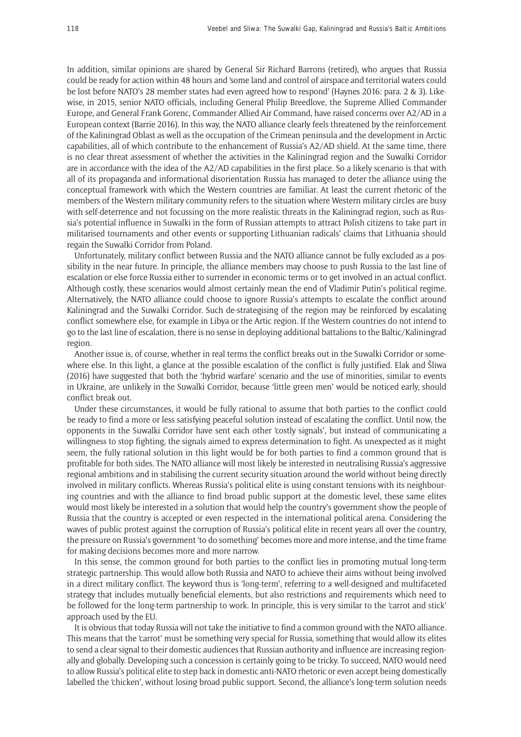In addition, similar opinions are shared by General Sir Richard Barrons (retired), who argues that Russia could be ready for action within 48 hours and 'some land and control of airspace and territorial waters could be lost before NATO's 28 member states had even agreed how to respond' (Haynes 2016: para. 2 & 3). Likewise, in 2015, senior NATO officials, including General Philip Breedlove, the Supreme Allied Commander Europe, and General Frank Gorenc, Commander Allied Air Command, have raised concerns over A2/AD in a European context (Barrie 2016). In this way, the NATO alliance clearly feels threatened by the reinforcement of the Kaliningrad Oblast as well as the occupation of the Crimean peninsula and the development in Arctic capabilities, all of which contribute to the enhancement of Russia's A2/AD shield. At the same time, there is no clear threat assessment of whether the activities in the Kaliningrad region and the Suwalki Corridor are in accordance with the idea of the A2/AD capabilities in the first place. So a likely scenario is that with all of its propaganda and informational disorientation Russia has managed to deter the alliance using the conceptual framework with which the Western countries are familiar. At least the current rhetoric of the members of the Western military community refers to the situation where Western military circles are busy with self-deterrence and not focussing on the more realistic threats in the Kaliningrad region, such as Russia's potential influence in Suwalki in the form of Russian attempts to attract Polish citizens to take part in militarised tournaments and other events or supporting Lithuanian radicals' claims that Lithuania should regain the Suwalki Corridor from Poland.

Unfortunately, military conflict between Russia and the NATO alliance cannot be fully excluded as a possibility in the near future. In principle, the alliance members may choose to push Russia to the last line of escalation or else force Russia either to surrender in economic terms or to get involved in an actual conflict. Although costly, these scenarios would almost certainly mean the end of Vladimir Putin's political regime. Alternatively, the NATO alliance could choose to ignore Russia's attempts to escalate the conflict around Kaliningrad and the Suwalki Corridor. Such de-strategising of the region may be reinforced by escalating conflict somewhere else, for example in Libya or the Artic region. If the Western countries do not intend to go to the last line of escalation, there is no sense in deploying additional battalions to the Baltic/Kaliningrad region.

Another issue is, of course, whether in real terms the conflict breaks out in the Suwalki Corridor or somewhere else. In this light, a glance at the possible escalation of the conflict is fully justified. Elak and Śliwa (2016) have suggested that both the 'hybrid warfare' scenario and the use of minorities, similar to events in Ukraine, are unlikely in the Suwalki Corridor, because 'little green men' would be noticed early, should conflict break out.

Under these circumstances, it would be fully rational to assume that both parties to the conflict could be ready to find a more or less satisfying peaceful solution instead of escalating the conflict. Until now, the opponents in the Suwalki Corridor have sent each other 'costly signals', but instead of communicating a willingness to stop fighting, the signals aimed to express determination to fight. As unexpected as it might seem, the fully rational solution in this light would be for both parties to find a common ground that is profitable for both sides. The NATO alliance will most likely be interested in neutralising Russia's aggressive regional ambitions and in stabilising the current security situation around the world without being directly involved in military conflicts. Whereas Russia's political elite is using constant tensions with its neighbouring countries and with the alliance to find broad public support at the domestic level, these same elites would most likely be interested in a solution that would help the country's government show the people of Russia that the country is accepted or even respected in the international political arena. Considering the waves of public protest against the corruption of Russia's political elite in recent years all over the country, the pressure on Russia's government 'to do something' becomes more and more intense, and the time frame for making decisions becomes more and more narrow.

In this sense, the common ground for both parties to the conflict lies in promoting mutual long-term strategic partnership. This would allow both Russia and NATO to achieve their aims without being involved in a direct military conflict. The keyword thus is 'long-term', referring to a well-designed and multifaceted strategy that includes mutually beneficial elements, but also restrictions and requirements which need to be followed for the long-term partnership to work. In principle, this is very similar to the 'carrot and stick' approach used by the EU.

It is obvious that today Russia will not take the initiative to find a common ground with the NATO alliance. This means that the 'carrot' must be something very special for Russia, something that would allow its elites to send a clear signal to their domestic audiences that Russian authority and influence are increasing regionally and globally. Developing such a concession is certainly going to be tricky. To succeed, NATO would need to allow Russia's political elite to step back in domestic anti-NATO rhetoric or even accept being domestically labelled the 'chicken', without losing broad public support. Second, the alliance's long-term solution needs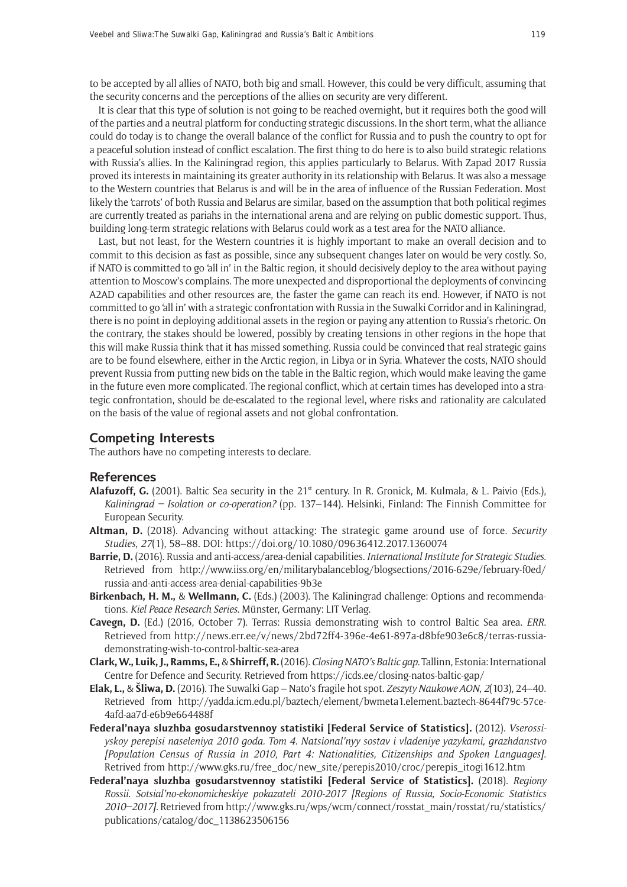to be accepted by all allies of NATO, both big and small. However, this could be very difficult, assuming that the security concerns and the perceptions of the allies on security are very different.

It is clear that this type of solution is not going to be reached overnight, but it requires both the good will of the parties and a neutral platform for conducting strategic discussions. In the short term, what the alliance could do today is to change the overall balance of the conflict for Russia and to push the country to opt for a peaceful solution instead of conflict escalation. The first thing to do here is to also build strategic relations with Russia's allies. In the Kaliningrad region, this applies particularly to Belarus. With Zapad 2017 Russia proved its interests in maintaining its greater authority in its relationship with Belarus. It was also a message to the Western countries that Belarus is and will be in the area of influence of the Russian Federation. Most likely the 'carrots' of both Russia and Belarus are similar, based on the assumption that both political regimes are currently treated as pariahs in the international arena and are relying on public domestic support. Thus, building long-term strategic relations with Belarus could work as a test area for the NATO alliance.

Last, but not least, for the Western countries it is highly important to make an overall decision and to commit to this decision as fast as possible, since any subsequent changes later on would be very costly. So, if NATO is committed to go 'all in' in the Baltic region, it should decisively deploy to the area without paying attention to Moscow's complains. The more unexpected and disproportional the deployments of convincing A2AD capabilities and other resources are, the faster the game can reach its end. However, if NATO is not committed to go 'all in' with a strategic confrontation with Russia in the Suwalki Corridor and in Kaliningrad, there is no point in deploying additional assets in the region or paying any attention to Russia's rhetoric. On the contrary, the stakes should be lowered, possibly by creating tensions in other regions in the hope that this will make Russia think that it has missed something. Russia could be convinced that real strategic gains are to be found elsewhere, either in the Arctic region, in Libya or in Syria. Whatever the costs, NATO should prevent Russia from putting new bids on the table in the Baltic region, which would make leaving the game in the future even more complicated. The regional conflict, which at certain times has developed into a strategic confrontation, should be de-escalated to the regional level, where risks and rationality are calculated on the basis of the value of regional assets and not global confrontation.

## Competing Interests

The authors have no competing interests to declare.

## References

**Alafuzoff, G.** (2001). Baltic Sea security in the 21st century. In R. Gronick, M. Kulmala, & L. Paivio (Eds.), *Kaliningrad – Isolation or co-operation?* (pp. 137–144). Helsinki, Finland: The Finnish Committee for European Security.

**Altman, D.** (2018). Advancing without attacking: The strategic game around use of force. *Security Studies*, *27*(1), 58–88. DOI: https://doi.org/10.1080/09636412.2017.1360074

**Barrie, D.** (2016). Russia and anti-access/area-denial capabilities. *International Institute for Strategic Studies*. Retrieved from http://www.iiss.org/en/militarybalanceblog/blogsections/2016-629e/february-f0ed/russia-and-anti-access-area-denial-capabilities-9b3e

**Birkenbach, H. M.,** & **Wellmann, C.** (Eds.) (2003). The Kaliningrad challenge: Options and recommendations. *Kiel Peace Research Series*. Münster, Germany: LIT Verlag.

**Cavegn, D.** (Ed.) (2016, October 7). Terras: Russia demonstrating wish to control Baltic Sea area. *ERR*. Retrieved from http://news.err.ee/v/news/2bd72ff4-396e-4e61-897a-d8bfe903e6c8/terras-russia-demonstrating-wish-to-control-baltic-sea-area

**Clark, W., Luik, J., Ramms, E.,** & **Shirreff, R.** (2016). *Closing NATO's Baltic gap*. Tallinn, Estonia: International Centre for Defence and Security. Retrieved from https://icds.ee/closing-natos-baltic-gap/

**Elak, L.,** & **Śliwa, D.** (2016). The Suwalki Gap – Nato's fragile hot spot. *Zeszyty Naukowe AON*, *2*(103), 24–40. Retrieved from http://yadda.icm.edu.pl/baztech/element/bwmeta1.element.baztech-8644f79c-57ce-4afd-aa7d-e6b9e664488f

**Federal'naya sluzhba gosudarstvennoy statistiki [Federal Service of Statistics].** (2012). *Vserossiyskoy perepisi naseleniya 2010 goda. Tom 4. Natsional'nyy sostav i vladeniye yazykami, grazhdanstvo [Population Census of Russia in 2010, Part 4: Nationalities, Citizenships and Spoken Languages]*. Retrived from http://www.gks.ru/free_doc/new_site/perepis2010/croc/perepis_itogi1612.htm

**Federal'naya sluzhba gosudarstvennoy statistiki [Federal Service of Statistics].** (2018). *Regiony Rossii. Sotsial'no-ekonomicheskiye pokazateli 2010-2017 [Regions of Russia, Socio-Economic Statistics 2010–2017]*. Retrieved from http://www.gks.ru/wps/wcm/connect/rosstat_main/rosstat/ru/statistics/publications/catalog/doc_1138623506156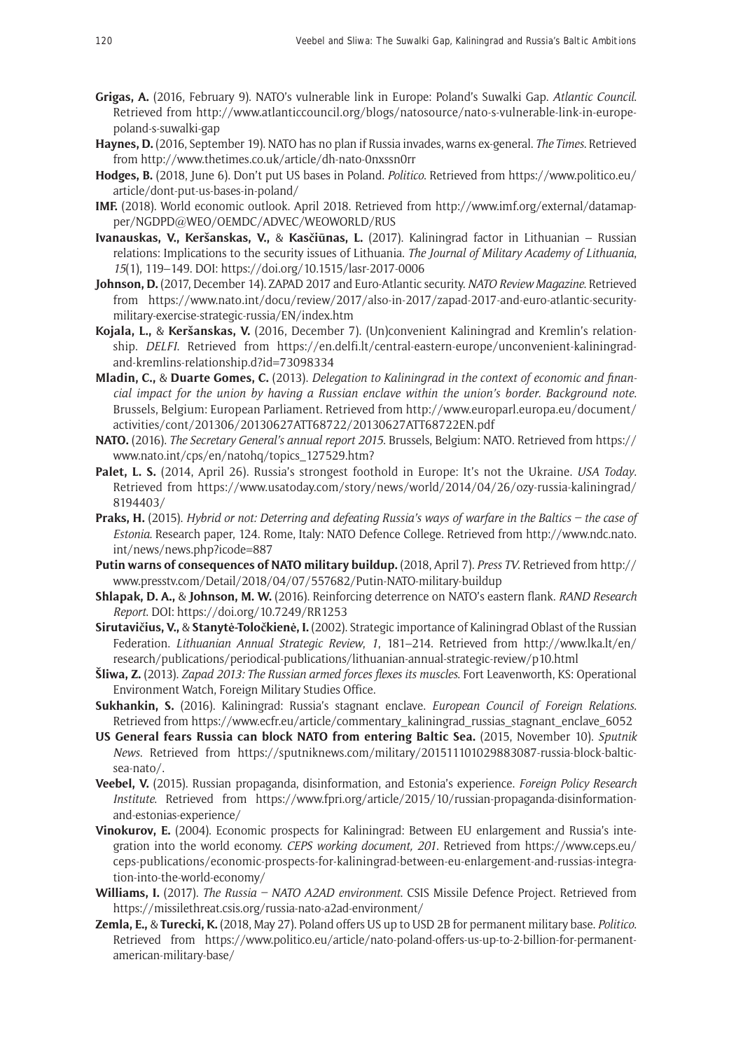**Grigas, A.** (2016, February 9). NATO's vulnerable link in Europe: Poland's Suwalki Gap. *Atlantic Council*. Retrieved from http://www.atlanticcouncil.org/blogs/natosource/nato-s-vulnerable-link-in-europe-poland-s-suwalki-gap

**Haynes, D.** (2016, September 19). NATO has no plan if Russia invades, warns ex-general. *The Times*. Retrieved from http://www.thetimes.co.uk/article/dh-nato-0nxssn0rr

**Hodges, B.** (2018, June 6). Don't put US bases in Poland. *Politico*. Retrieved from https://www.politico.eu/article/dont-put-us-bases-in-poland/

**IMF.** (2018). World economic outlook. April 2018. Retrieved from http://www.imf.org/external/datamapper/NGDPD@WEO/OEMDC/ADVEC/WEOWORLD/RUS

**Ivanauskas, V., Keršanskas, V.,** & **Kasčiūnas, L.** (2017). Kaliningrad factor in Lithuanian – Russian relations: Implications to the security issues of Lithuania. *The Journal of Military Academy of Lithuania*, *15*(1), 119–149. DOI: https://doi.org/10.1515/lasr-2017-0006

**Johnson, D.** (2017, December 14). ZAPAD 2017 and Euro-Atlantic security. *NATO Review Magazine*. Retrieved from https://www.nato.int/docu/review/2017/also-in-2017/zapad-2017-and-euro-atlantic-security-military-exercise-strategic-russia/EN/index.htm

**Kojala, L.,** & **Keršanskas, V.** (2016, December 7). (Un)convenient Kaliningrad and Kremlin's relationship. *DELFI*. Retrieved from https://en.delfi.lt/central-eastern-europe/unconvenient-kaliningrad-and-kremlins-relationship.d?id=73098334

**Mladin, C.,** & **Duarte Gomes, C.** (2013). *Delegation to Kaliningrad in the context of economic and financial impact for the union by having a Russian enclave within the union's border. Background note*. Brussels, Belgium: European Parliament. Retrieved from http://www.europarl.europa.eu/document/activities/cont/201306/20130627ATT68722/20130627ATT68722EN.pdf

**NATO.** (2016). *The Secretary General's annual report 2015*. Brussels, Belgium: NATO. Retrieved from https://www.nato.int/cps/en/natohq/topics_127529.htm?

**Palet, L. S.** (2014, April 26). Russia's strongest foothold in Europe: It's not the Ukraine. *USA Today*. Retrieved from https://www.usatoday.com/story/news/world/2014/04/26/ozy-russia-kaliningrad/8194403/

**Praks, H.** (2015). *Hybrid or not: Deterring and defeating Russia's ways of warfare in the Baltics – the case of Estonia*. Research paper, 124. Rome, Italy: NATO Defence College. Retrieved from http://www.ndc.nato.int/news/news.php?icode=887

**Putin warns of consequences of NATO military buildup.** (2018, April 7). *Press TV*. Retrieved from http://www.presstv.com/Detail/2018/04/07/557682/Putin-NATO-military-buildup

**Shlapak, D. A.,** & **Johnson, M. W.** (2016). Reinforcing deterrence on NATO's eastern flank. *RAND Research Report*. DOI: https://doi.org/10.7249/RR1253

**Sirutavičius, V.,** & **Stanytė-Toločkienė, I.** (2002). Strategic importance of Kaliningrad Oblast of the Russian Federation. *Lithuanian Annual Strategic Review*, *1*, 181–214. Retrieved from http://www.lka.lt/en/research/publications/periodical-publications/lithuanian-annual-strategic-review/p10.html

**Śliwa, Z.** (2013). *Zapad 2013: The Russian armed forces flexes its muscles*. Fort Leavenworth, KS: Operational Environment Watch, Foreign Military Studies Office.

**Sukhankin, S.** (2016). Kaliningrad: Russia's stagnant enclave. *European Council of Foreign Relations*. Retrieved from https://www.ecfr.eu/article/commentary_kaliningrad_russias_stagnant_enclave_6052

**US General fears Russia can block NATO from entering Baltic Sea.** (2015, November 10). *Sputnik News*. Retrieved from https://sputniknews.com/military/201511101029883087-russia-block-baltic-sea-nato/.

**Veebel, V.** (2015). Russian propaganda, disinformation, and Estonia's experience. *Foreign Policy Research Institute*. Retrieved from https://www.fpri.org/article/2015/10/russian-propaganda-disinformation-and-estonias-experience/

**Vinokurov, E.** (2004). Economic prospects for Kaliningrad: Between EU enlargement and Russia's integration into the world economy. *CEPS working document, 201*. Retrieved from https://www.ceps.eu/ceps-publications/economic-prospects-for-kaliningrad-between-eu-enlargement-and-russias-integration-into-the-world-economy/

**Williams, I.** (2017). *The Russia – NATO A2AD environment*. CSIS Missile Defence Project. Retrieved from https://missilethreat.csis.org/russia-nato-a2ad-environment/

**Zemla, E.,** & **Turecki, K.** (2018, May 27). Poland offers US up to USD 2B for permanent military base. *Politico*. Retrieved from https://www.politico.eu/article/nato-poland-offers-us-up-to-2-billion-for-permanent-american-military-base/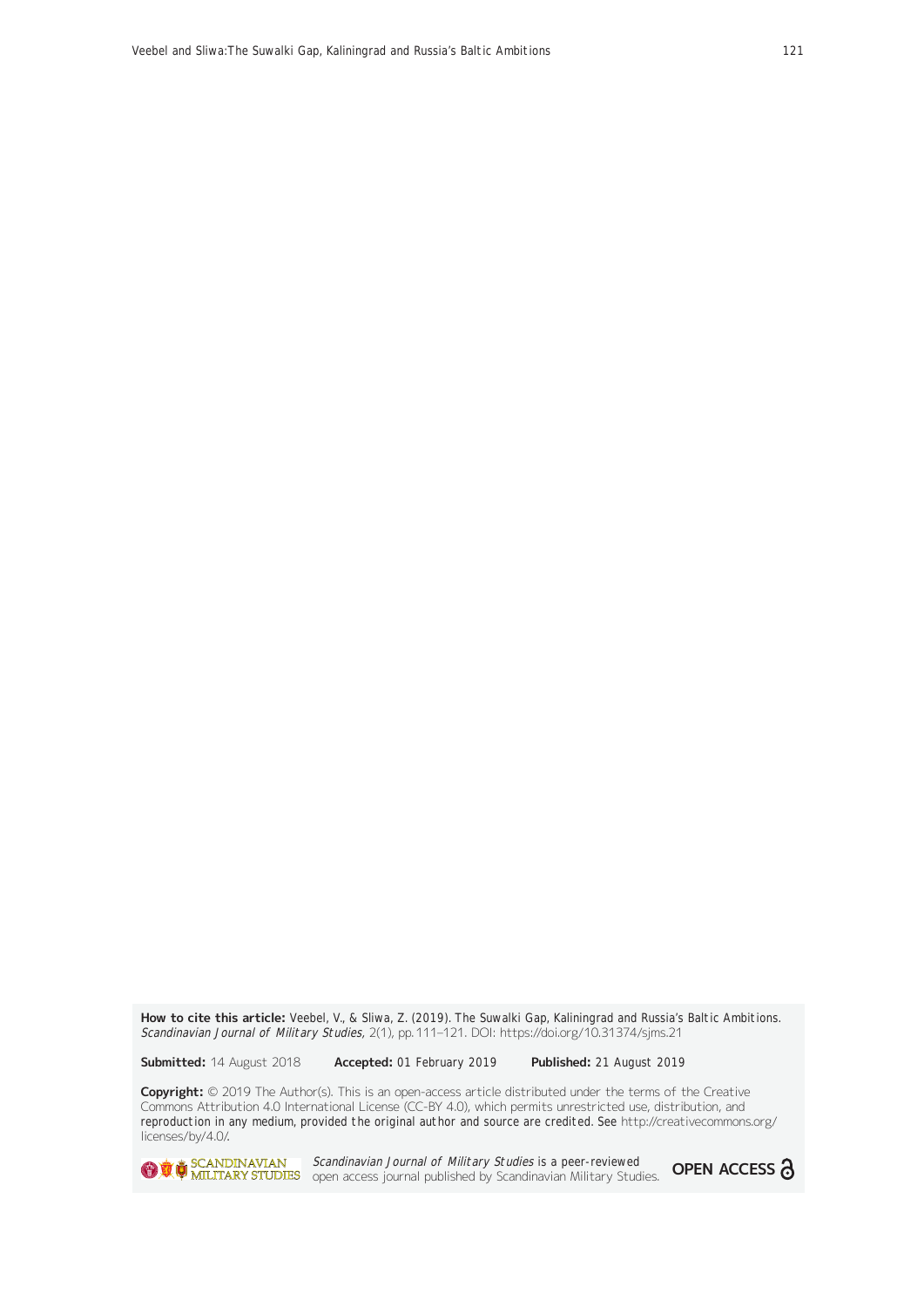**How to cite this article:** Veebel, V., & Sliwa, Z. (2019). The Suwalki Gap, Kaliningrad and Russia's Baltic Ambitions. *Scandinavian Journal of Military Studies*, 2(1), pp. 111–121. DOI: https://doi.org/10.31374/sjms.21

**Submitted:** 14 August 2018 **Accepted:** 01 February 2019 **Published:** 21 August 2019

**Copyright:** © 2019 The Author(s). This is an open-access article distributed under the terms of the Creative Commons Attribution 4.0 International License (CC-BY 4.0), which permits unrestricted use, distribution, and reproduction in any medium, provided the original author and source are credited. See http://creativecommons.org/licenses/by/4.0/.

SCANDINAVIAN MILITARY STUDIES — *Scandinavian Journal of Military Studies* is a peer-reviewed open access journal published by Scandinavian Military Studies. **OPEN ACCESS**